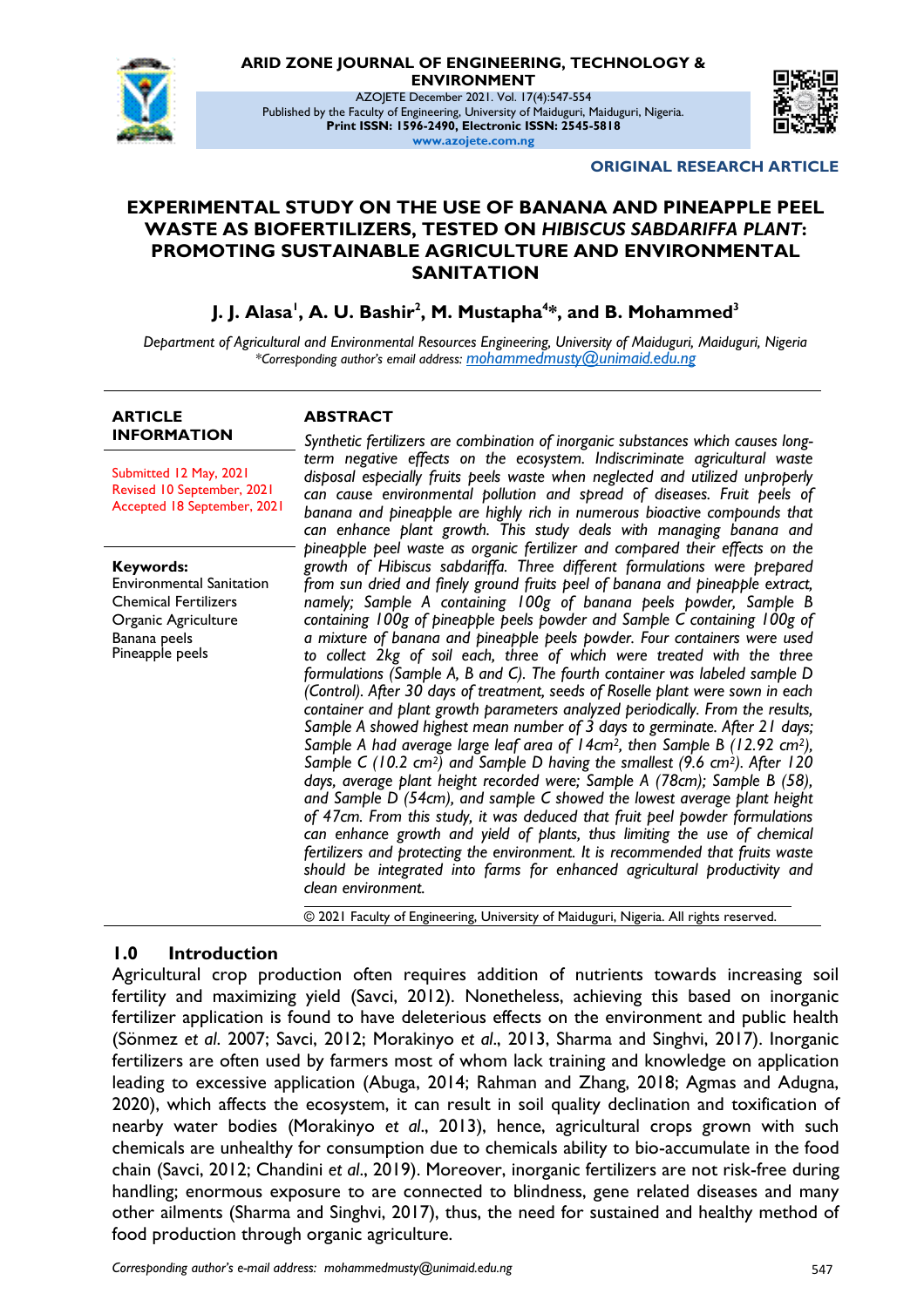ORIGINAL RESEARCH ARTICLE

# EXPERIMENTAL STUDY ON THE USE OF BANANA AND PINEAPPLE PEEL WASTE AS BIOFERTILIZERS, TESTED ON *HIBISCUS SABDARIFFA PLANT*: PROMOTING SUSTAINABLE AGRICULTURE AND ENVIRONMENTAL SANITATION

**J. J. Alasa[1], A. U. Bashir[2], M. Mustapha[4]\*, and B. Mohammed[3]**

*Department of Agricultural and Environmental Resources Engineering, University of Maiduguri, Maiduguri, Nigeria*
*\*Corresponding author's email address: mohammedmusty@unimaid.edu.ng*

**ARTICLE INFORMATION**

Submitted 12 May, 2021
Revised 10 September, 2021
Accepted 18 September, 2021

**Keywords:**
Environmental Sanitation
Chemical Fertilizers
Organic Agriculture
Banana peels
Pineapple peels

**ABSTRACT**

*Synthetic fertilizers are combination of inorganic substances which causes long-term negative effects on the ecosystem. Indiscriminate agricultural waste disposal especially fruits peels waste when neglected and utilized unproperly can cause environmental pollution and spread of diseases. Fruit peels of banana and pineapple are highly rich in numerous bioactive compounds that can enhance plant growth. This study deals with managing banana and pineapple peel waste as organic fertilizer and compared their effects on the growth of Hibiscus sabdariffa. Three different formulations were prepared from sun dried and finely ground fruits peel of banana and pineapple extract, namely; Sample A containing 100g of banana peels powder, Sample B containing 100g of pineapple peels powder and Sample C containing 100g of a mixture of banana and pineapple peels powder. Four containers were used to collect 2kg of soil each, three of which were treated with the three formulations (Sample A, B and C). The fourth container was labeled sample D (Control). After 30 days of treatment, seeds of Roselle plant were sown in each container and plant growth parameters analyzed periodically. From the results, Sample A showed highest mean number of 3 days to germinate. After 21 days; Sample A had average large leaf area of 14cm$^2$, then Sample B (12.92 cm$^2$), Sample C (10.2 cm$^2$) and Sample D having the smallest (9.6 cm$^2$). After 120 days, average plant height recorded were; Sample A (78cm); Sample B (58), and Sample D (54cm), and sample C showed the lowest average plant height of 47cm. From this study, it was deduced that fruit peel powder formulations can enhance growth and yield of plants, thus limiting the use of chemical fertilizers and protecting the environment. It is recommended that fruits waste should be integrated into farms for enhanced agricultural productivity and clean environment.*

© 2021 Faculty of Engineering, University of Maiduguri, Nigeria. All rights reserved.

## 1.0 Introduction

Agricultural crop production often requires addition of nutrients towards increasing soil fertility and maximizing yield (Savci, 2012). Nonetheless, achieving this based on inorganic fertilizer application is found to have deleterious effects on the environment and public health (Sönmez *et al*. 2007; Savci, 2012; Morakinyo *et al*., 2013, Sharma and Singhvi, 2017). Inorganic fertilizers are often used by farmers most of whom lack training and knowledge on application leading to excessive application (Abuga, 2014; Rahman and Zhang, 2018; Agmas and Adugna, 2020), which affects the ecosystem, it can result in soil quality declination and toxification of nearby water bodies (Morakinyo *et al*., 2013), hence, agricultural crops grown with such chemicals are unhealthy for consumption due to chemicals ability to bio-accumulate in the food chain (Savci, 2012; Chandini *et al*., 2019). Moreover, inorganic fertilizers are not risk-free during handling; enormous exposure to are connected to blindness, gene related diseases and many other ailments (Sharma and Singhvi, 2017), thus, the need for sustained and healthy method of food production through organic agriculture.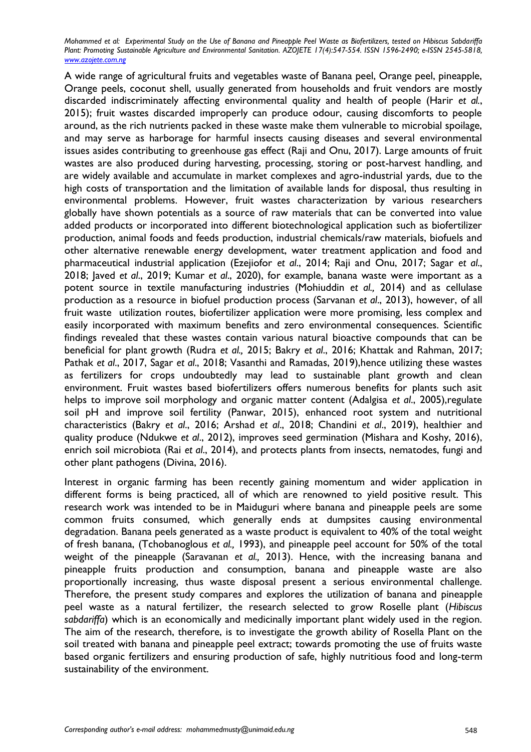A wide range of agricultural fruits and vegetables waste of Banana peel, Orange peel, pineapple, Orange peels, coconut shell, usually generated from households and fruit vendors are mostly discarded indiscriminately affecting environmental quality and health of people (Harir *et al*., 2015); fruit wastes discarded improperly can produce odour, causing discomforts to people around, as the rich nutrients packed in these waste make them vulnerable to microbial spoilage, and may serve as harborage for harmful insects causing diseases and several environmental issues asides contributing to greenhouse gas effect (Raji and Onu, 2017). Large amounts of fruit wastes are also produced during harvesting, processing, storing or post-harvest handling, and are widely available and accumulate in market complexes and agro-industrial yards, due to the high costs of transportation and the limitation of available lands for disposal, thus resulting in environmental problems. However, fruit wastes characterization by various researchers globally have shown potentials as a source of raw materials that can be converted into value added products or incorporated into different biotechnological application such as biofertilizer production, animal foods and feeds production, industrial chemicals/raw materials, biofuels and other alternative renewable energy development, water treatment application and food and pharmaceutical industrial application (Ezejiofor *et al*., 2014; Raji and Onu, 2017; Sagar *et al*., 2018; Javed *et al*., 2019; Kumar *et al*., 2020), for example, banana waste were important as a potent source in textile manufacturing industries (Mohiuddin *et al.,* 2014) and as cellulase production as a resource in biofuel production process (Sarvanan *et al*., 2013), however, of all fruit waste utilization routes, biofertilizer application were more promising, less complex and easily incorporated with maximum benefits and zero environmental consequences. Scientific findings revealed that these wastes contain various natural bioactive compounds that can be beneficial for plant growth (Rudra *et al.,* 2015; Bakry *et al*., 2016; Khattak and Rahman, 2017; Pathak *et al*., 2017, Sagar *et al*., 2018; Vasanthi and Ramadas, 2019),hence utilizing these wastes as fertilizers for crops undoubtedly may lead to sustainable plant growth and clean environment. Fruit wastes based biofertilizers offers numerous benefits for plants such asit helps to improve soil morphology and organic matter content (Adalgisa *et al*., 2005),regulate soil pH and improve soil fertility (Panwar, 2015), enhanced root system and nutritional characteristics (Bakry *et al*., 2016; Arshad *et al*., 2018; Chandini *et al*., 2019), healthier and quality produce (Ndukwe *et al*., 2012), improves seed germination (Mishara and Koshy, 2016), enrich soil microbiota (Rai *et al*., 2014), and protects plants from insects, nematodes, fungi and other plant pathogens (Divina, 2016).

Interest in organic farming has been recently gaining momentum and wider application in different forms is being practiced, all of which are renowned to yield positive result. This research work was intended to be in Maiduguri where banana and pineapple peels are some common fruits consumed, which generally ends at dumpsites causing environmental degradation. Banana peels generated as a waste product is equivalent to 40% of the total weight of fresh banana, (Tchobanoglous *et al.,* 1993), and pineapple peel account for 50% of the total weight of the pineapple (Saravanan *et al.,* 2013). Hence, with the increasing banana and pineapple fruits production and consumption, banana and pineapple waste are also proportionally increasing, thus waste disposal present a serious environmental challenge. Therefore, the present study compares and explores the utilization of banana and pineapple peel waste as a natural fertilizer, the research selected to grow Roselle plant (*Hibiscus sabdariffa*) which is an economically and medicinally important plant widely used in the region. The aim of the research, therefore, is to investigate the growth ability of Rosella Plant on the soil treated with banana and pineapple peel extract; towards promoting the use of fruits waste based organic fertilizers and ensuring production of safe, highly nutritious food and long-term sustainability of the environment.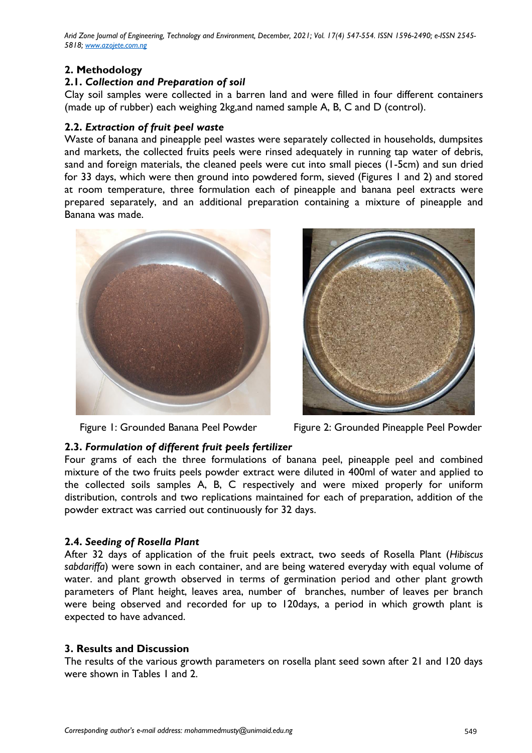## 2. Methodology

### 2.1. *Collection and Preparation of soil*

Clay soil samples were collected in a barren land and were filled in four different containers (made up of rubber) each weighing 2kg,and named sample A, B, C and D (control).

### 2.2. *Extraction of fruit peel waste*

Waste of banana and pineapple peel wastes were separately collected in households, dumpsites and markets, the collected fruits peels were rinsed adequately in running tap water of debris, sand and foreign materials, the cleaned peels were cut into small pieces (1-5cm) and sun dried for 33 days, which were then ground into powdered form, sieved (Figures 1 and 2) and stored at room temperature, three formulation each of pineapple and banana peel extracts were prepared separately, and an additional preparation containing a mixture of pineapple and Banana was made.

Figure 1: Grounded Banana Peel Powder

Figure 2: Grounded Pineapple Peel Powder

### 2.3. *Formulation of different fruit peels fertilizer*

Four grams of each the three formulations of banana peel, pineapple peel and combined mixture of the two fruits peels powder extract were diluted in 400ml of water and applied to the collected soils samples A, B, C respectively and were mixed properly for uniform distribution, controls and two replications maintained for each of preparation, addition of the powder extract was carried out continuously for 32 days.

### 2.4. *Seeding of Rosella Plant*

After 32 days of application of the fruit peels extract, two seeds of Rosella Plant (*Hibiscus sabdariffa*) were sown in each container, and are being watered everyday with equal volume of water. and plant growth observed in terms of germination period and other plant growth parameters of Plant height, leaves area, number of branches, number of leaves per branch were being observed and recorded for up to 120days, a period in which growth plant is expected to have advanced.

## 3. Results and Discussion

The results of the various growth parameters on rosella plant seed sown after 21 and 120 days were shown in Tables 1 and 2.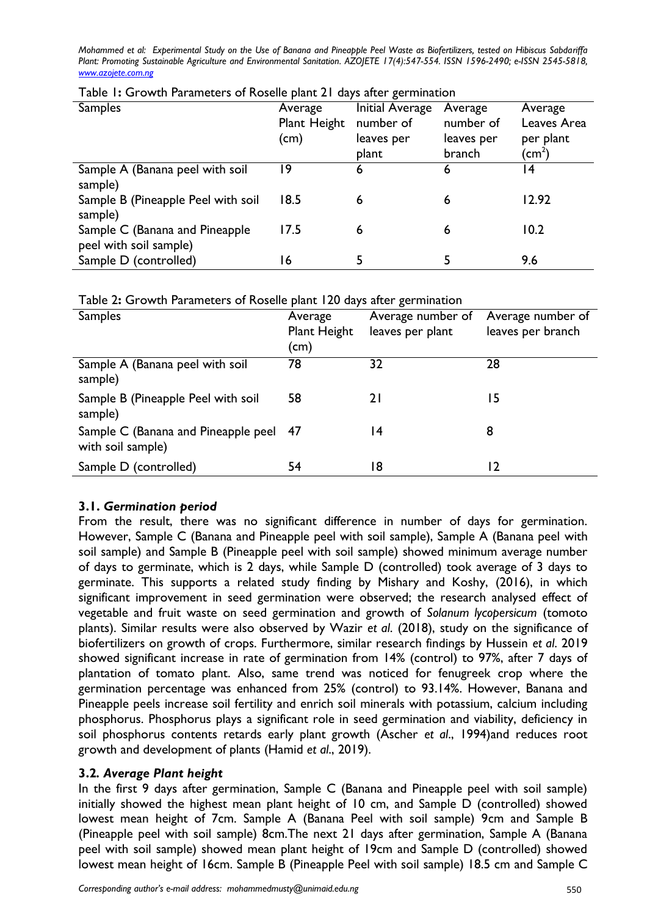Table 1**:** Growth Parameters of Roselle plant 21 days after germination

| Samples | Average Plant Height (cm) | Initial Average number of leaves per plant | Average number of leaves per branch | Average Leaves Area per plant ($cm^2$) |
|---|---|---|---|---|
| Sample A (Banana peel with soil sample) | 19 | 6 | 6 | 14 |
| Sample B (Pineapple Peel with soil sample) | 18.5 | 6 | 6 | 12.92 |
| Sample C (Banana and Pineapple peel with soil sample) | 17.5 | 6 | 6 | 10.2 |
| Sample D (controlled) | 16 | 5 | 5 | 9.6 |

Table 2**:** Growth Parameters of Roselle plant 120 days after germination

| Samples | Average Plant Height (cm) | Average number of leaves per plant | Average number of leaves per branch |
|---|---|---|---|
| Sample A (Banana peel with soil sample) | 78 | 32 | 28 |
| Sample B (Pineapple Peel with soil sample) | 58 | 21 | 15 |
| Sample C (Banana and Pineapple peel with soil sample) | 47 | 14 | 8 |
| Sample D (controlled) | 54 | 18 | 12 |

### 3.1. *Germination period*

From the result, there was no significant difference in number of days for germination. However, Sample C (Banana and Pineapple peel with soil sample), Sample A (Banana peel with soil sample) and Sample B (Pineapple peel with soil sample) showed minimum average number of days to germinate, which is 2 days, while Sample D (controlled) took average of 3 days to germinate. This supports a related study finding by Mishary and Koshy, (2016), in which significant improvement in seed germination were observed; the research analysed effect of vegetable and fruit waste on seed germination and growth of *Solanum lycopersicum* (tomoto plants). Similar results were also observed by Wazir *et al*. (2018), study on the significance of biofertilizers on growth of crops. Furthermore, similar research findings by Hussein *et al*. 2019 showed significant increase in rate of germination from 14% (control) to 97%, after 7 days of plantation of tomato plant. Also, same trend was noticed for fenugreek crop where the germination percentage was enhanced from 25% (control) to 93.14%. However, Banana and Pineapple peels increase soil fertility and enrich soil minerals with potassium, calcium including phosphorus. Phosphorus plays a significant role in seed germination and viability, deficiency in soil phosphorus contents retards early plant growth (Ascher *et al*., 1994)and reduces root growth and development of plants (Hamid *et al*., 2019).

### 3.2. *Average Plant height*

In the first 9 days after germination, Sample C (Banana and Pineapple peel with soil sample) initially showed the highest mean plant height of 10 cm, and Sample D (controlled) showed lowest mean height of 7cm. Sample A (Banana Peel with soil sample) 9cm and Sample B (Pineapple peel with soil sample) 8cm.The next 21 days after germination, Sample A (Banana peel with soil sample) showed mean plant height of 19cm and Sample D (controlled) showed lowest mean height of 16cm. Sample B (Pineapple Peel with soil sample) 18.5 cm and Sample C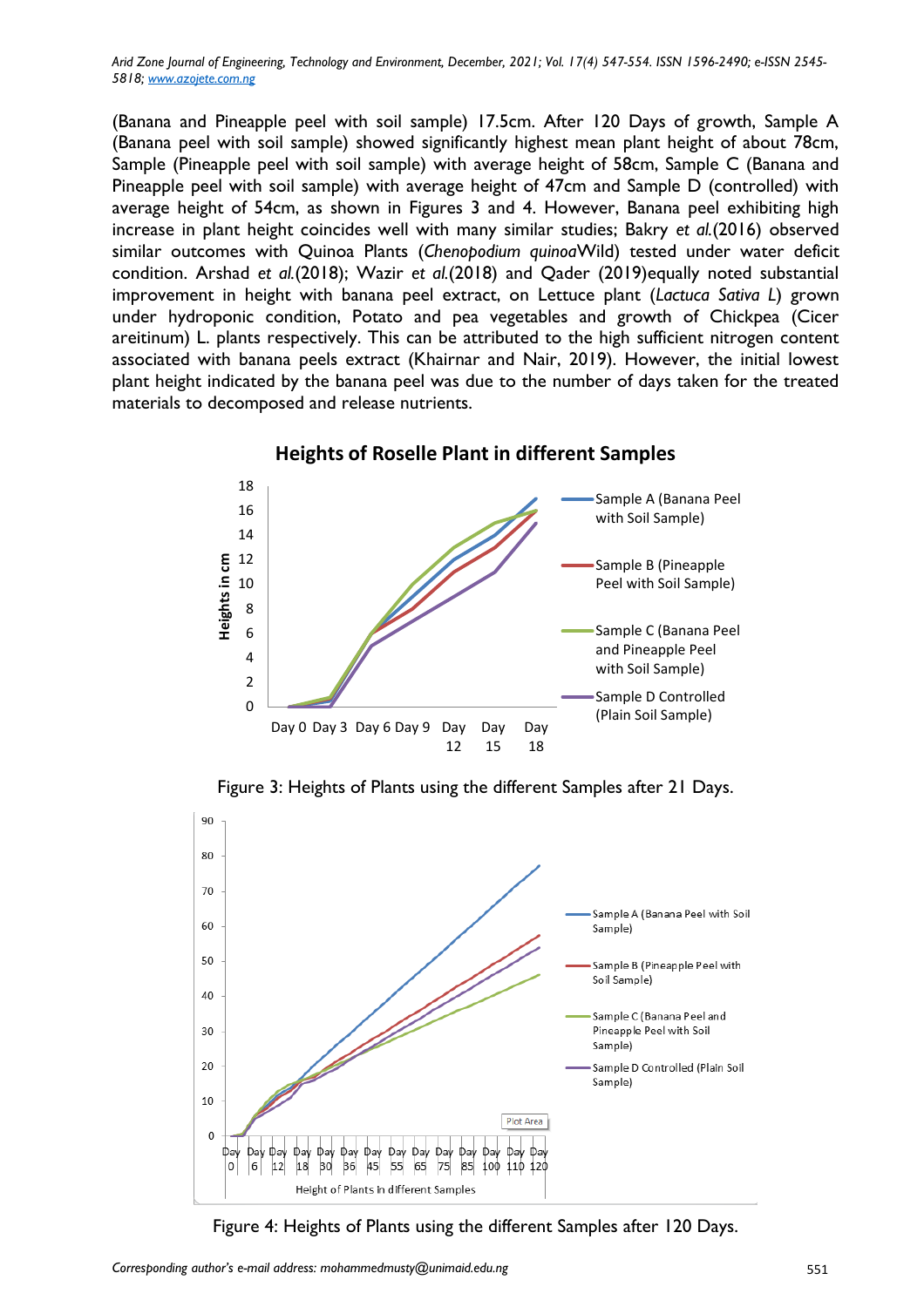(Banana and Pineapple peel with soil sample) 17.5cm. After 120 Days of growth, Sample A (Banana peel with soil sample) showed significantly highest mean plant height of about 78cm, Sample (Pineapple peel with soil sample) with average height of 58cm, Sample C (Banana and Pineapple peel with soil sample) with average height of 47cm and Sample D (controlled) with average height of 54cm, as shown in Figures 3 and 4. However, Banana peel exhibiting high increase in plant height coincides well with many similar studies; Bakry *et al.*(2016) observed similar outcomes with Quinoa Plants (*Chenopodium quinoa*Wild) tested under water deficit condition. Arshad *et al.*(2018); Wazir *et al.*(2018) and Qader (2019)equally noted substantial improvement in height with banana peel extract, on Lettuce plant (*Lactuca Sativa L*) grown under hydroponic condition, Potato and pea vegetables and growth of Chickpea (Cicer areitinum) L. plants respectively. This can be attributed to the high sufficient nitrogen content associated with banana peels extract (Khairnar and Nair, 2019). However, the initial lowest plant height indicated by the banana peel was due to the number of days taken for the treated materials to decomposed and release nutrients.

Figure 3: Heights of Plants using the different Samples after 21 Days.

Figure 4: Heights of Plants using the different Samples after 120 Days.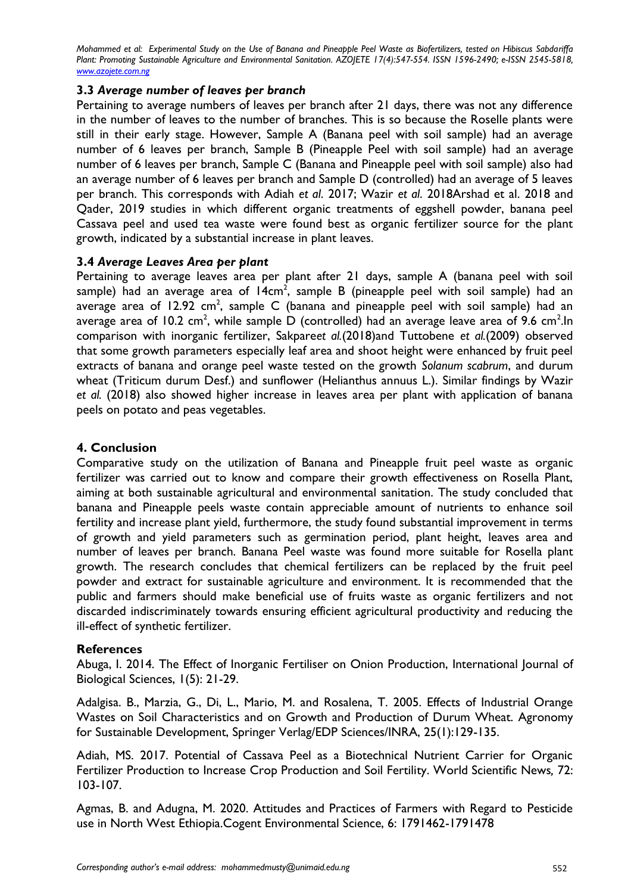### 3.3 *Average number of leaves per branch*

Pertaining to average numbers of leaves per branch after 21 days, there was not any difference in the number of leaves to the number of branches. This is so because the Roselle plants were still in their early stage. However, Sample A (Banana peel with soil sample) had an average number of 6 leaves per branch, Sample B (Pineapple Peel with soil sample) had an average number of 6 leaves per branch, Sample C (Banana and Pineapple peel with soil sample) also had an average number of 6 leaves per branch and Sample D (controlled) had an average of 5 leaves per branch. This corresponds with Adiah *et al*. 2017; Wazir *et al*. 2018Arshad et al. 2018 and Qader, 2019 studies in which different organic treatments of eggshell powder, banana peel Cassava peel and used tea waste were found best as organic fertilizer source for the plant growth, indicated by a substantial increase in plant leaves.

### 3.4 *Average Leaves Area per plant*

Pertaining to average leaves area per plant after 21 days, sample A (banana peel with soil sample) had an average area of 14cm$^2$, sample B (pineapple peel with soil sample) had an average area of 12.92 cm$^2$, sample C (banana and pineapple peel with soil sample) had an average area of 10.2 cm$^2$, while sample D (controlled) had an average leave area of 9.6 cm$^2$.In comparison with inorganic fertilizer, Sakparee*t al.*(2018)and Tuttobene *et al.*(2009) observed that some growth parameters especially leaf area and shoot height were enhanced by fruit peel extracts of banana and orange peel waste tested on the growth *Solanum scabrum*, and durum wheat (Triticum durum Desf.) and sunflower (Helianthus annuus L.). Similar findings by Wazir *et al.* (2018) also showed higher increase in leaves area per plant with application of banana peels on potato and peas vegetables.

## 4. Conclusion

Comparative study on the utilization of Banana and Pineapple fruit peel waste as organic fertilizer was carried out to know and compare their growth effectiveness on Rosella Plant, aiming at both sustainable agricultural and environmental sanitation. The study concluded that banana and Pineapple peels waste contain appreciable amount of nutrients to enhance soil fertility and increase plant yield, furthermore, the study found substantial improvement in terms of growth and yield parameters such as germination period, plant height, leaves area and number of leaves per branch. Banana Peel waste was found more suitable for Rosella plant growth. The research concludes that chemical fertilizers can be replaced by the fruit peel powder and extract for sustainable agriculture and environment. It is recommended that the public and farmers should make beneficial use of fruits waste as organic fertilizers and not discarded indiscriminately towards ensuring efficient agricultural productivity and reducing the ill-effect of synthetic fertilizer.

## References

Abuga, I. 2014. The Effect of Inorganic Fertiliser on Onion Production, International Journal of Biological Sciences, 1(5): 21-29.

Adalgisa. B., Marzia, G., Di, L., Mario, M. and Rosalena, T. 2005. Effects of Industrial Orange Wastes on Soil Characteristics and on Growth and Production of Durum Wheat. Agronomy for Sustainable Development, Springer Verlag/EDP Sciences/INRA, 25(1):129-135.

Adiah, MS. 2017. Potential of Cassava Peel as a Biotechnical Nutrient Carrier for Organic Fertilizer Production to Increase Crop Production and Soil Fertility. World Scientific News*,* 72: 103-107.

Agmas, B. and Adugna, M. 2020. Attitudes and Practices of Farmers with Regard to Pesticide use in North West Ethiopia.Cogent Environmental Science, 6: 1791462-1791478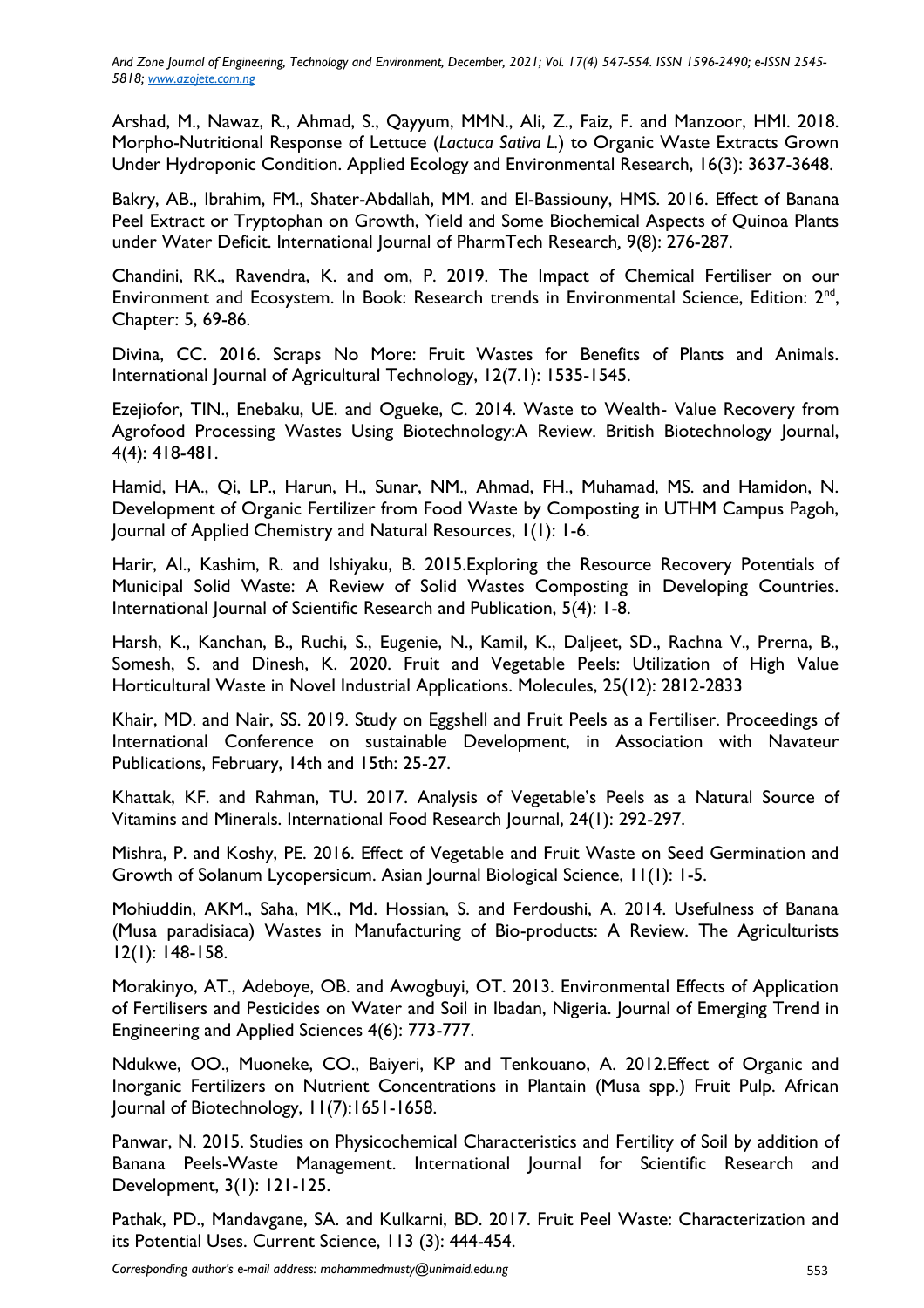Arshad, M., Nawaz, R., Ahmad, S., Qayyum, MMN., Ali, Z., Faiz, F. and Manzoor, HMI. 2018. Morpho-Nutritional Response of Lettuce (*Lactuca Sativa L.*) to Organic Waste Extracts Grown Under Hydroponic Condition. Applied Ecology and Environmental Research, 16(3): 3637-3648.

Bakry, AB., Ibrahim, FM., Shater-Abdallah, MM. and El-Bassiouny, HMS. 2016. Effect of Banana Peel Extract or Tryptophan on Growth, Yield and Some Biochemical Aspects of Quinoa Plants under Water Deficit. International Journal of PharmTech Research*,* 9(8): 276-287.

Chandini, RK., Ravendra, K. and om, P. 2019. The Impact of Chemical Fertiliser on our Environment and Ecosystem. In Book: Research trends in Environmental Science, Edition: 2nd, Chapter: 5, 69-86.

Divina, CC. 2016. Scraps No More: Fruit Wastes for Benefits of Plants and Animals. International Journal of Agricultural Technology, 12(7.1): 1535-1545.

Ezejiofor, TIN., Enebaku, UE. and Ogueke, C. 2014. Waste to Wealth- Value Recovery from Agrofood Processing Wastes Using Biotechnology:A Review. British Biotechnology Journal, 4(4): 418-481.

Hamid, HA., Qi, LP., Harun, H., Sunar, NM., Ahmad, FH., Muhamad, MS. and Hamidon, N. Development of Organic Fertilizer from Food Waste by Composting in UTHM Campus Pagoh, Journal of Applied Chemistry and Natural Resources, 1(1): 1-6.

Harir, AI., Kashim, R. and Ishiyaku, B. 2015.Exploring the Resource Recovery Potentials of Municipal Solid Waste: A Review of Solid Wastes Composting in Developing Countries. International Journal of Scientific Research and Publication, 5(4): 1-8.

Harsh, K., Kanchan, B., Ruchi, S., Eugenie, N., Kamil, K., Daljeet, SD., Rachna V., Prerna, B., Somesh, S. and Dinesh, K. 2020. Fruit and Vegetable Peels: Utilization of High Value Horticultural Waste in Novel Industrial Applications. Molecules, 25(12): 2812-2833

Khair, MD. and Nair, SS. 2019. Study on Eggshell and Fruit Peels as a Fertiliser. Proceedings of International Conference on sustainable Development, in Association with Navateur Publications, February, 14th and 15th: 25-27.

Khattak, KF. and Rahman, TU. 2017. Analysis of Vegetable's Peels as a Natural Source of Vitamins and Minerals. International Food Research Journal, 24(1): 292-297.

Mishra, P. and Koshy, PE. 2016. Effect of Vegetable and Fruit Waste on Seed Germination and Growth of Solanum Lycopersicum. Asian Journal Biological Science, 11(1): 1-5.

Mohiuddin, AKM., Saha, MK., Md. Hossian, S. and Ferdoushi, A. 2014. Usefulness of Banana (Musa paradisiaca) Wastes in Manufacturing of Bio-products: A Review. The Agriculturists 12(1): 148-158.

Morakinyo, AT., Adeboye, OB. and Awogbuyi, OT. 2013. Environmental Effects of Application of Fertilisers and Pesticides on Water and Soil in Ibadan, Nigeria. Journal of Emerging Trend in Engineering and Applied Sciences 4(6): 773-777.

Ndukwe, OO., Muoneke, CO., Baiyeri, KP and Tenkouano, A. 2012.Effect of Organic and Inorganic Fertilizers on Nutrient Concentrations in Plantain (Musa spp.) Fruit Pulp. African Journal of Biotechnology, 11(7):1651-1658.

Panwar, N. 2015. Studies on Physicochemical Characteristics and Fertility of Soil by addition of Banana Peels-Waste Management. International Journal for Scientific Research and Development, 3(1): 121-125.

Pathak, PD., Mandavgane, SA. and Kulkarni, BD. 2017. Fruit Peel Waste: Characterization and its Potential Uses. Current Science, 113 (3): 444-454.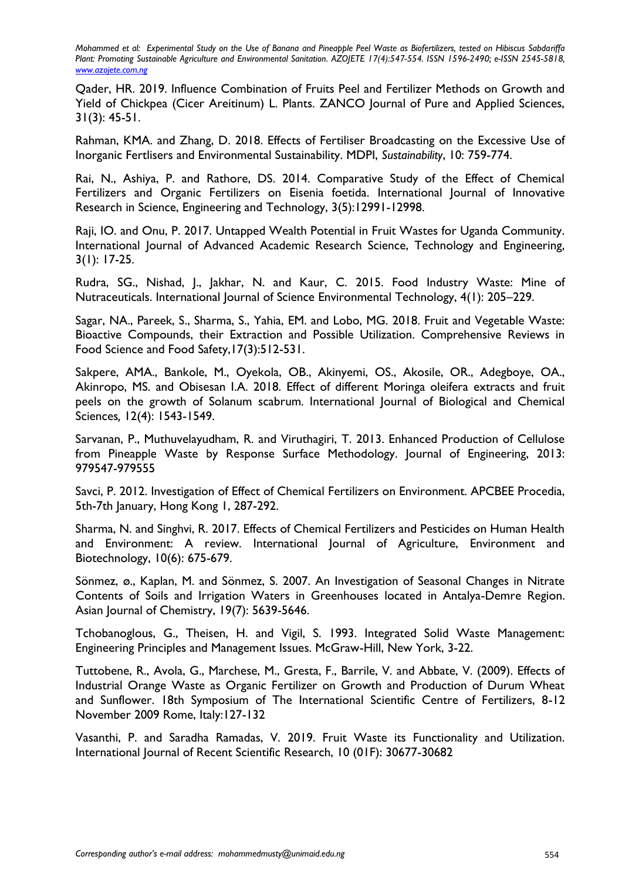Qader, HR. 2019. Influence Combination of Fruits Peel and Fertilizer Methods on Growth and Yield of Chickpea (Cicer Areitinum) L. Plants. ZANCO Journal of Pure and Applied Sciences, 31(3): 45-51.

Rahman, KMA. and Zhang, D. 2018. Effects of Fertiliser Broadcasting on the Excessive Use of Inorganic Fertlisers and Environmental Sustainability. MDPI, *Sustainability*, 10: 759-774.

Rai, N., Ashiya, P. and Rathore, DS. 2014. Comparative Study of the Effect of Chemical Fertilizers and Organic Fertilizers on Eisenia foetida. International Journal of Innovative Research in Science, Engineering and Technology, 3(5):12991-12998.

Raji, IO. and Onu, P. 2017. Untapped Wealth Potential in Fruit Wastes for Uganda Community. International Journal of Advanced Academic Research Science, Technology and Engineering, 3(1): 17-25.

Rudra, SG., Nishad, J., Jakhar, N. and Kaur, C. 2015. Food Industry Waste: Mine of Nutraceuticals. International Journal of Science Environmental Technology, 4(1): 205–229.

Sagar, NA., Pareek, S., Sharma, S., Yahia, EM. and Lobo, MG. 2018. Fruit and Vegetable Waste: Bioactive Compounds, their Extraction and Possible Utilization. Comprehensive Reviews in Food Science and Food Safety,17(3):512-531.

Sakpere, AMA., Bankole, M., Oyekola, OB., Akinyemi, OS., Akosile, OR., Adegboye, OA., Akinropo, MS. and Obisesan I.A. 2018. Effect of different Moringa oleifera extracts and fruit peels on the growth of Solanum scabrum. International Journal of Biological and Chemical Sciences*,* 12(4): 1543-1549.

Sarvanan, P., Muthuvelayudham, R. and Viruthagiri, T. 2013. Enhanced Production of Cellulose from Pineapple Waste by Response Surface Methodology. Journal of Engineering, 2013: 979547-979555

Savci, P. 2012. Investigation of Effect of Chemical Fertilizers on Environment. APCBEE Procedia, 5th-7th January, Hong Kong 1, 287-292.

Sharma, N. and Singhvi, R. 2017. Effects of Chemical Fertilizers and Pesticides on Human Health and Environment: A review. International Journal of Agriculture, Environment and Biotechnology, 10(6): 675-679.

Sönmez, ø., Kaplan, M. and Sönmez, S. 2007. An Investigation of Seasonal Changes in Nitrate Contents of Soils and Irrigation Waters in Greenhouses located in Antalya-Demre Region. Asian Journal of Chemistry, 19(7): 5639-5646.

Tchobanoglous, G., Theisen, H. and Vigil, S. 1993. Integrated Solid Waste Management: Engineering Principles and Management Issues. McGraw-Hill, New York, 3-22.

Tuttobene, R., Avola, G., Marchese, M., Gresta, F., Barrile, V. and Abbate, V. (2009). Effects of Industrial Orange Waste as Organic Fertilizer on Growth and Production of Durum Wheat and Sunflower. 18th Symposium of The International Scientific Centre of Fertilizers, 8-12 November 2009 Rome, Italy:127-132

Vasanthi, P. and Saradha Ramadas, V. 2019. Fruit Waste its Functionality and Utilization. International Journal of Recent Scientific Research, 10 (01F): 30677-30682